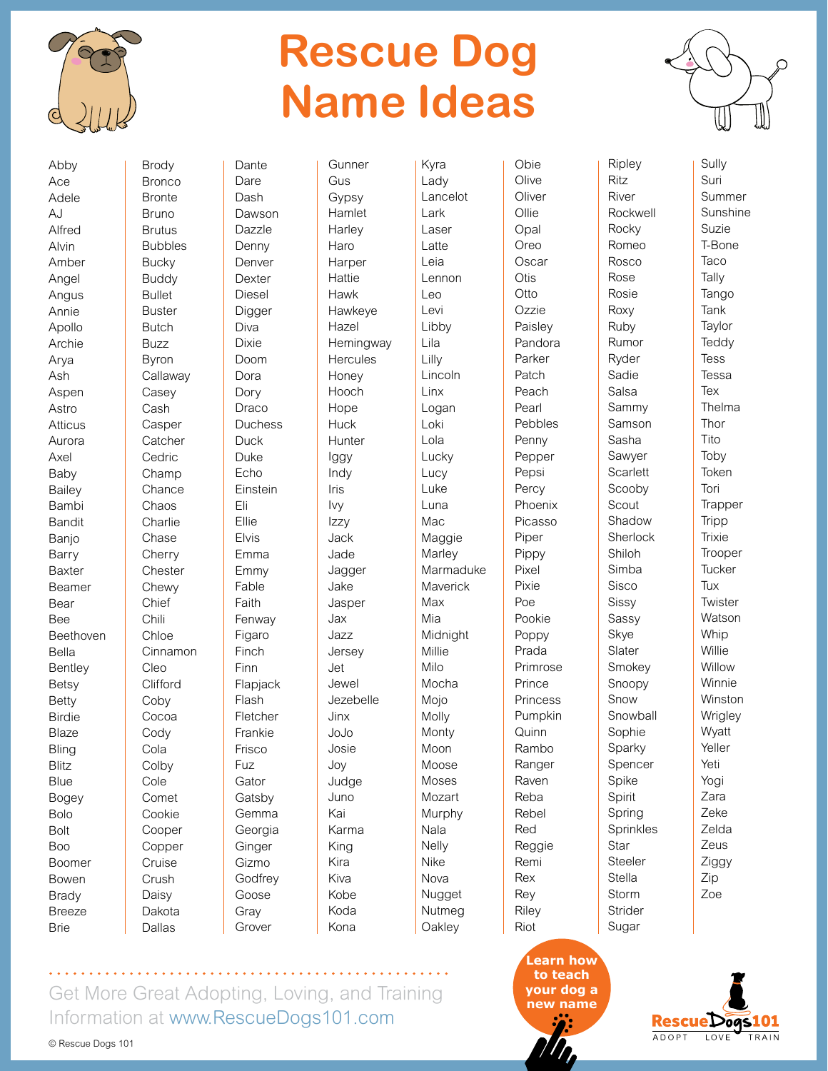# Rescue Dog Name Ideas

Abby
Ace
Adele
AJ
Alfred
Alvin
Amber
Angel
Angus
Annie
Apollo
Archie
Arya
Ash
Aspen
Astro
Atticus
Aurora
Axel
Baby
Bailey
Bambi
Bandit
Banjo
Barry
Baxter
Beamer
Bear
Bee
Beethoven
Bella
Bentley
Betsy
Betty
Birdie
Blaze
Bling
Blitz
Blue
Bogey
Bolo
Bolt
Boo
Boomer
Bowen
Brady
Breeze
Brie

Brody
Bronco
Bronte
Bruno
Brutus
Bubbles
Bucky
Buddy
Bullet
Buster
Butch
Buzz
Byron
Callaway
Casey
Cash
Casper
Catcher
Cedric
Champ
Chance
Chaos
Charlie
Chase
Cherry
Chester
Chewy
Chief
Chili
Chloe
Cinnamon
Cleo
Clifford
Coby
Cocoa
Cody
Cola
Colby
Cole
Comet
Cookie
Cooper
Copper
Cruise
Crush
Daisy
Dakota
Dallas

Dante
Dare
Dash
Dawson
Dazzle
Denny
Denver
Dexter
Diesel
Digger
Diva
Dixie
Doom
Dora
Dory
Draco
Duchess
Duck
Duke
Echo
Einstein
Eli
Ellie
Elvis
Emma
Emmy
Fable
Faith
Fenway
Figaro
Finch
Finn
Flapjack
Flash
Fletcher
Frankie
Frisco
Fuz
Gator
Gatsby
Gemma
Georgia
Ginger
Gizmo
Godfrey
Goose
Gray
Grover

Gunner
Gus
Gypsy
Hamlet
Harley
Haro
Harper
Hattie
Hawk
Hawkeye
Hazel
Hemingway
Hercules
Honey
Hooch
Hope
Huck
Hunter
Iggy
Indy
Iris
Ivy
Izzy
Jack
Jade
Jagger
Jake
Jasper
Jax
Jazz
Jersey
Jet
Jewel
Jezebelle
Jinx
JoJo
Josie
Joy
Judge
Juno
Kai
Karma
King
Kira
Kiva
Kobe
Koda
Kona

Kyra
Lady
Lancelot
Lark
Laser
Latte
Leia
Lennon
Leo
Levi
Libby
Lila
Lilly
Lincoln
Linx
Logan
Loki
Lola
Lucky
Lucy
Luke
Luna
Mac
Maggie
Marley
Marmaduke
Maverick
Max
Mia
Midnight
Millie
Milo
Mocha
Mojo
Molly
Monty
Moon
Moose
Moses
Mozart
Murphy
Nala
Nelly
Nike
Nova
Nugget
Nutmeg
Oakley

Obie
Olive
Oliver
Ollie
Opal
Oreo
Oscar
Otis
Otto
Ozzie
Paisley
Pandora
Parker
Patch
Peach
Pearl
Pebbles
Penny
Pepper
Pepsi
Percy
Phoenix
Picasso
Piper
Pippy
Pixel
Pixie
Poe
Pookie
Poppy
Prada
Primrose
Prince
Princess
Pumpkin
Quinn
Rambo
Ranger
Raven
Reba
Rebel
Red
Reggie
Remi
Rex
Rey
Riley
Riot

Ripley
Ritz
River
Rockwell
Rocky
Romeo
Rosco
Rose
Rosie
Roxy
Ruby
Rumor
Ryder
Sadie
Salsa
Sammy
Samson
Sasha
Sawyer
Scarlett
Scooby
Scout
Shadow
Sherlock
Shiloh
Simba
Sisco
Sissy
Sassy
Skye
Slater
Smokey
Snoopy
Snow
Snowball
Sophie
Sparky
Spencer
Spike
Spirit
Spring
Sprinkles
Star
Steeler
Stella
Storm
Strider
Sugar

Sully
Suri
Summer
Sunshine
Suzie
T-Bone
Taco
Tally
Tango
Tank
Taylor
Teddy
Tess
Tessa
Tex
Thelma
Thor
Tito
Toby
Token
Tori
Trapper
Tripp
Trixie
Trooper
Tucker
Tux
Twister
Watson
Whip
Willie
Willow
Winnie
Winston
Wrigley
Wyatt
Yeller
Yeti
Yogi
Zara
Zeke
Zelda
Zeus
Ziggy
Zip
Zoe

Get More Great Adopting, Loving, and Training Information at www.RescueDogs101.com

Learn how to teach your dog a new name

RescueDogs101
ADOPT LOVE TRAIN

© Rescue Dogs 101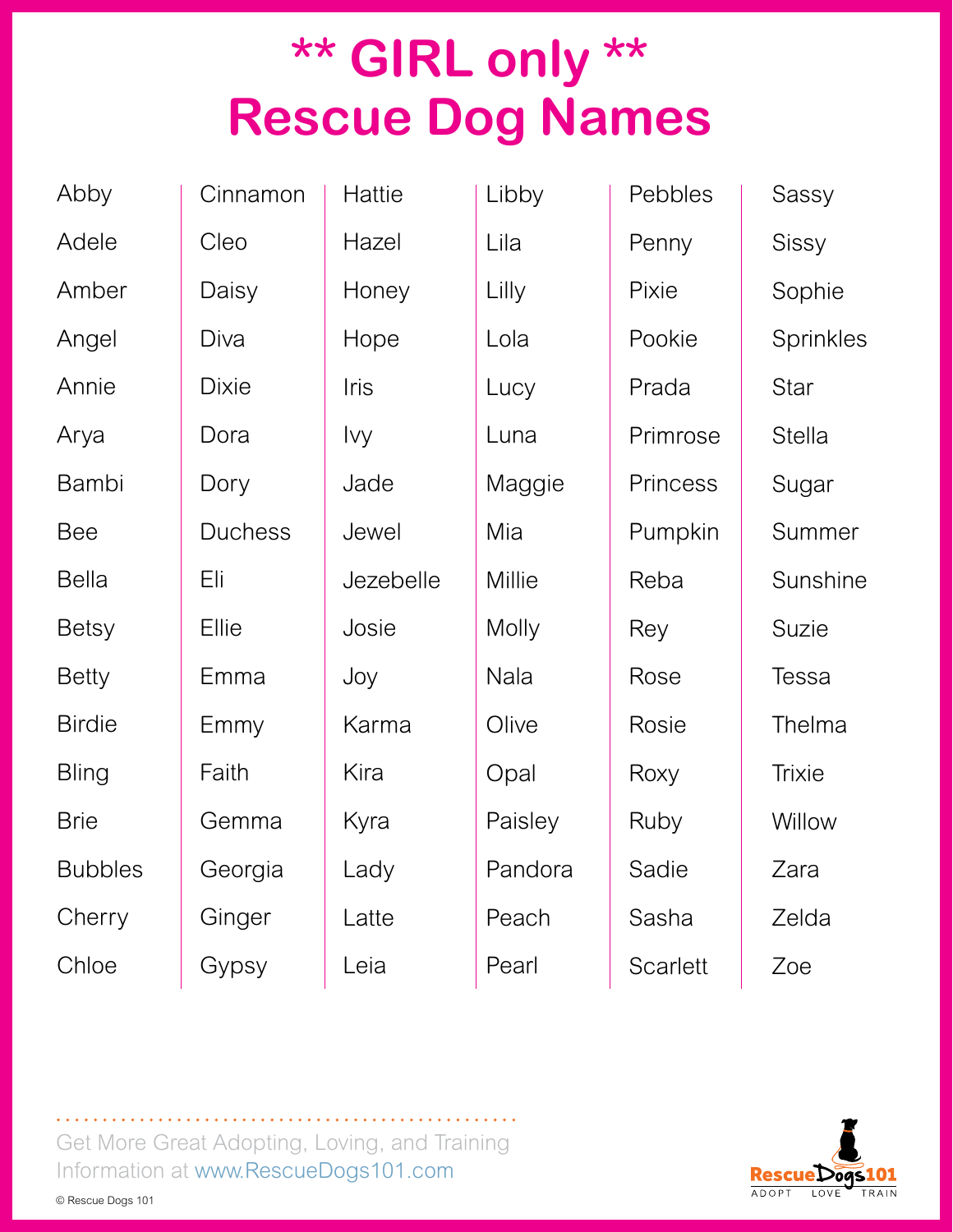# ** GIRL only **
# Rescue Dog Names

| | | | | | |
|---|---|---|---|---|---|
| Abby | Cinnamon | Hattie | Libby | Pebbles | Sassy |
| Adele | Cleo | Hazel | Lila | Penny | Sissy |
| Amber | Daisy | Honey | Lilly | Pixie | Sophie |
| Angel | Diva | Hope | Lola | Pookie | Sprinkles |
| Annie | Dixie | Iris | Lucy | Prada | Star |
| Arya | Dora | Ivy | Luna | Primrose | Stella |
| Bambi | Dory | Jade | Maggie | Princess | Sugar |
| Bee | Duchess | Jewel | Mia | Pumpkin | Summer |
| Bella | Eli | Jezebelle | Millie | Reba | Sunshine |
| Betsy | Ellie | Josie | Molly | Rey | Suzie |
| Betty | Emma | Joy | Nala | Rose | Tessa |
| Birdie | Emmy | Karma | Olive | Rosie | Thelma |
| Bling | Faith | Kira | Opal | Roxy | Trixie |
| Brie | Gemma | Kyra | Paisley | Ruby | Willow |
| Bubbles | Georgia | Lady | Pandora | Sadie | Zara |
| Cherry | Ginger | Latte | Peach | Sasha | Zelda |
| Chloe | Gypsy | Leia | Pearl | Scarlett | Zoe |

Get More Great Adopting, Loving, and Training Information at www.RescueDogs101.com

© Rescue Dogs 101

RescueDogs101 ADOPT LOVE TRAIN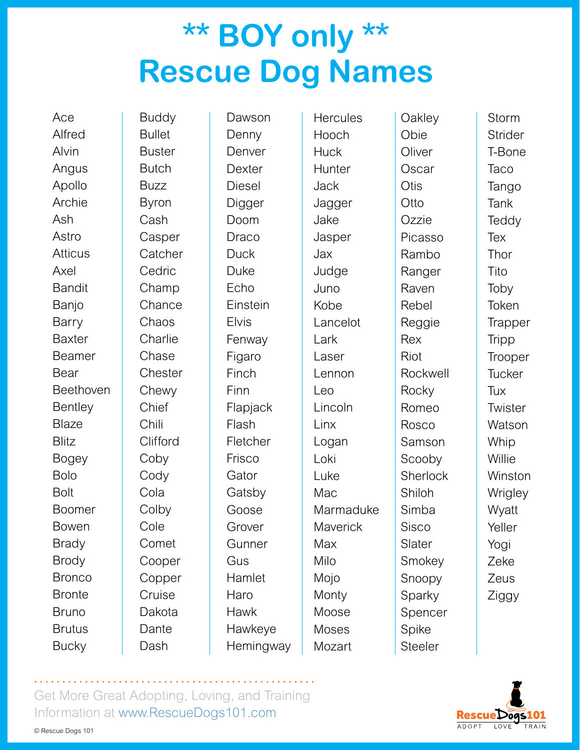# ** BOY only **
# Rescue Dog Names

Ace
Alfred
Alvin
Angus
Apollo
Archie
Ash
Astro
Atticus
Axel
Bandit
Banjo
Barry
Baxter
Beamer
Bear
Beethoven
Bentley
Blaze
Blitz
Bogey
Bolo
Bolt
Boomer
Bowen
Brady
Brody
Bronco
Bronte
Bruno
Brutus
Bucky

Buddy
Bullet
Buster
Butch
Buzz
Byron
Cash
Casper
Catcher
Cedric
Champ
Chance
Chaos
Charlie
Chase
Chester
Chewy
Chief
Chili
Clifford
Coby
Cody
Cola
Colby
Cole
Comet
Cooper
Copper
Cruise
Dakota
Dante
Dash

Dawson
Denny
Denver
Dexter
Diesel
Digger
Doom
Draco
Duck
Duke
Echo
Einstein
Elvis
Fenway
Figaro
Finch
Finn
Flapjack
Flash
Fletcher
Frisco
Gator
Gatsby
Goose
Grover
Gunner
Gus
Hamlet
Haro
Hawk
Hawkeye
Hemingway

Hercules
Hooch
Huck
Hunter
Jack
Jagger
Jake
Jasper
Jax
Judge
Juno
Kobe
Lancelot
Lark
Laser
Lennon
Leo
Lincoln
Linx
Logan
Loki
Luke
Mac
Marmaduke
Maverick
Max
Milo
Mojo
Monty
Moose
Moses
Mozart

Oakley
Obie
Oliver
Oscar
Otis
Otto
Ozzie
Picasso
Rambo
Ranger
Raven
Rebel
Reggie
Rex
Riot
Rockwell
Rocky
Romeo
Rosco
Samson
Scooby
Sherlock
Shiloh
Simba
Sisco
Slater
Smokey
Snoopy
Sparky
Spencer
Spike
Steeler

Storm
Strider
T-Bone
Taco
Tango
Tank
Teddy
Tex
Thor
Tito
Toby
Token
Trapper
Tripp
Trooper
Tucker
Tux
Twister
Watson
Whip
Willie
Winston
Wrigley
Wyatt
Yeller
Yogi
Zeke
Zeus
Ziggy

Get More Great Adopting, Loving, and Training Information at www.RescueDogs101.com

© Rescue Dogs 101

RescueDogs101 — ADOPT LOVE TRAIN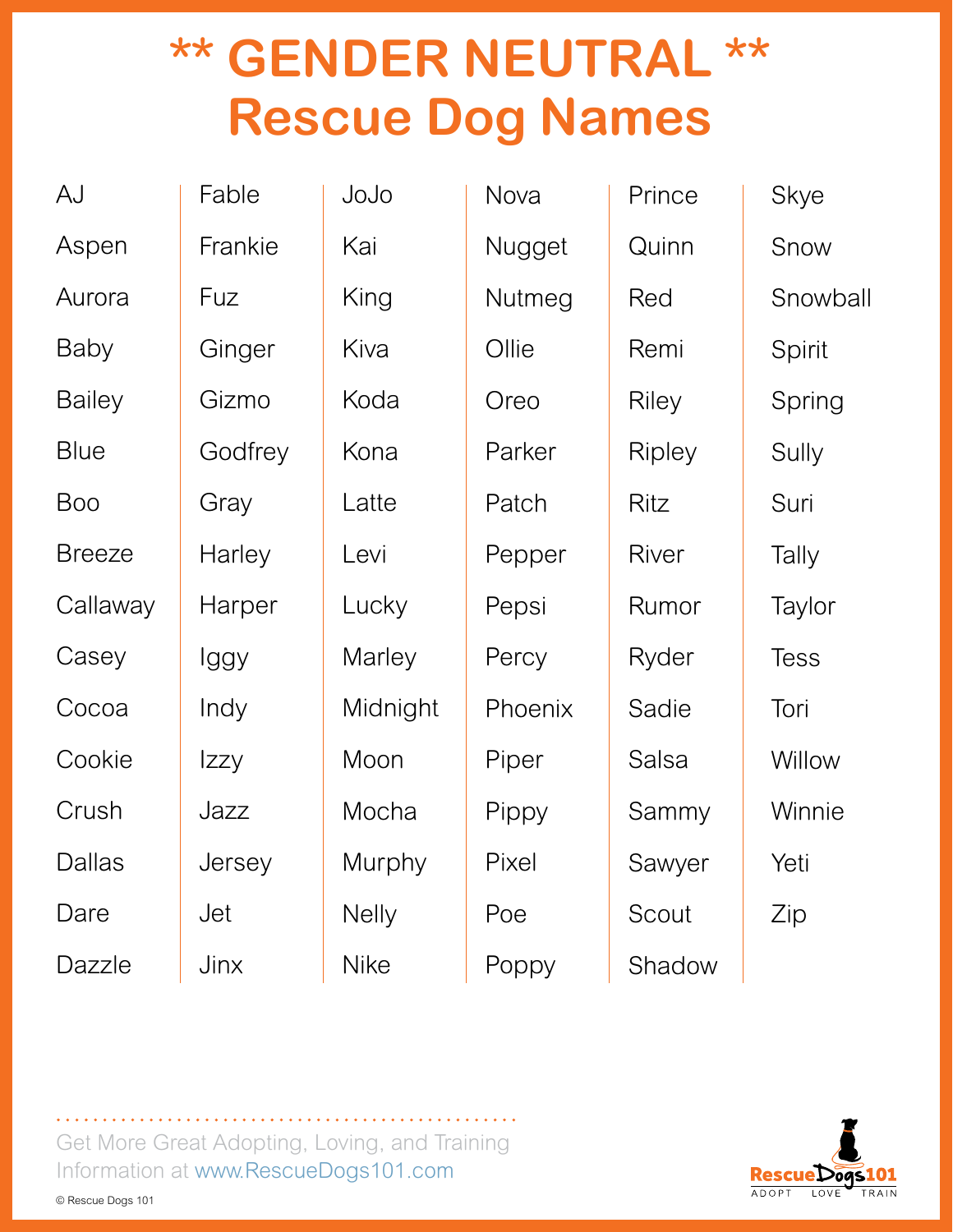# ** GENDER NEUTRAL **
# Rescue Dog Names

AJ
Aspen
Aurora
Baby
Bailey
Blue
Boo
Breeze
Callaway
Casey
Cocoa
Cookie
Crush
Dallas
Dare
Dazzle
Fable
Frankie
Fuz
Ginger
Gizmo
Godfrey
Gray
Harley
Harper
Iggy
Indy
Izzy
Jazz
Jersey
Jet
Jinx
JoJo
Kai
King
Kiva
Koda
Kona
Latte
Levi
Lucky
Marley
Midnight
Moon
Mocha
Murphy
Nelly
Nike
Nova
Nugget
Nutmeg
Ollie
Oreo
Parker
Patch
Pepper
Pepsi
Percy
Phoenix
Piper
Pippy
Pixel
Poe
Poppy
Prince
Quinn
Red
Remi
Riley
Ripley
Ritz
River
Rumor
Ryder
Sadie
Salsa
Sammy
Sawyer
Scout
Shadow
Skye
Snow
Snowball
Spirit
Spring
Sully
Suri
Tally
Taylor
Tess
Tori
Willow
Winnie
Yeti
Zip

Get More Great Adopting, Loving, and Training Information at www.RescueDogs101.com

© Rescue Dogs 101

RescueDogs101
ADOPT LOVE TRAIN